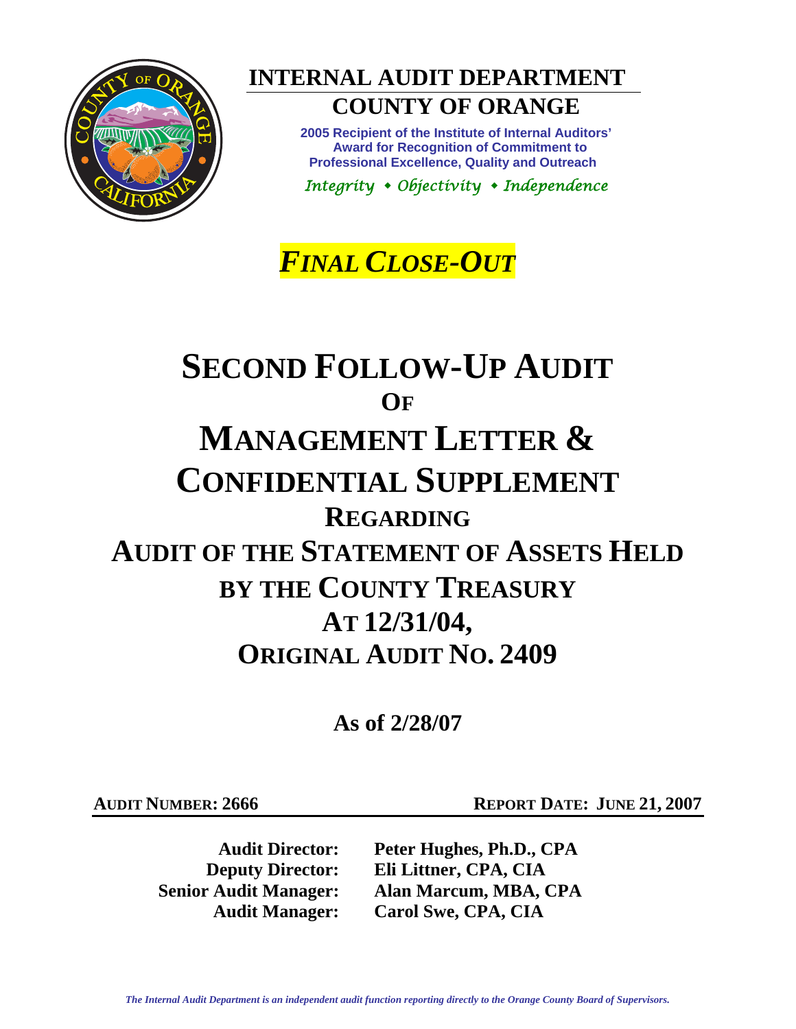# INTERNAL AUDIT DEPARTMENT

## COUNTY OF ORANGE

**2005 Recipient of the Institute of Internal Auditors' Award for Recognition of Commitment to Professional Excellence, Quality and Outreach**

*Integrity • Objectivity • Independence*

***FINAL CLOSE-OUT***

# SECOND FOLLOW-UP AUDIT OF MANAGEMENT LETTER & CONFIDENTIAL SUPPLEMENT REGARDING AUDIT OF THE STATEMENT OF ASSETS HELD BY THE COUNTY TREASURY AT 12/31/04, ORIGINAL AUDIT NO. 2409

**As of 2/28/07**

**AUDIT NUMBER: 2666** | **REPORT DATE: JUNE 21, 2007**

| | |
|---|---|
| **Audit Director:** | **Peter Hughes, Ph.D., CPA** |
| **Deputy Director:** | **Eli Littner, CPA, CIA** |
| **Senior Audit Manager:** | **Alan Marcum, MBA, CPA** |
| **Audit Manager:** | **Carol Swe, CPA, CIA** |

*The Internal Audit Department is an independent audit function reporting directly to the Orange County Board of Supervisors.*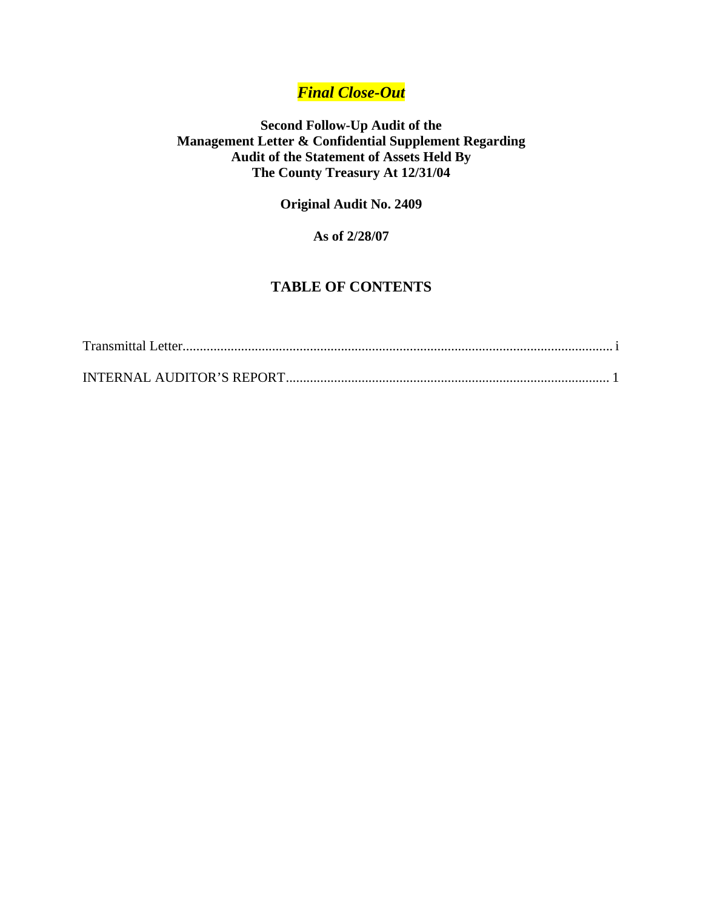***Final Close-Out***

**Second Follow-Up Audit of the**
**Management Letter & Confidential Supplement Regarding**
**Audit of the Statement of Assets Held By**
**The County Treasury At 12/31/04**

**Original Audit No. 2409**

**As of 2/28/07**

## TABLE OF CONTENTS

Transmittal Letter............................................................................................................................ i

INTERNAL AUDITOR'S REPORT............................................................................................. 1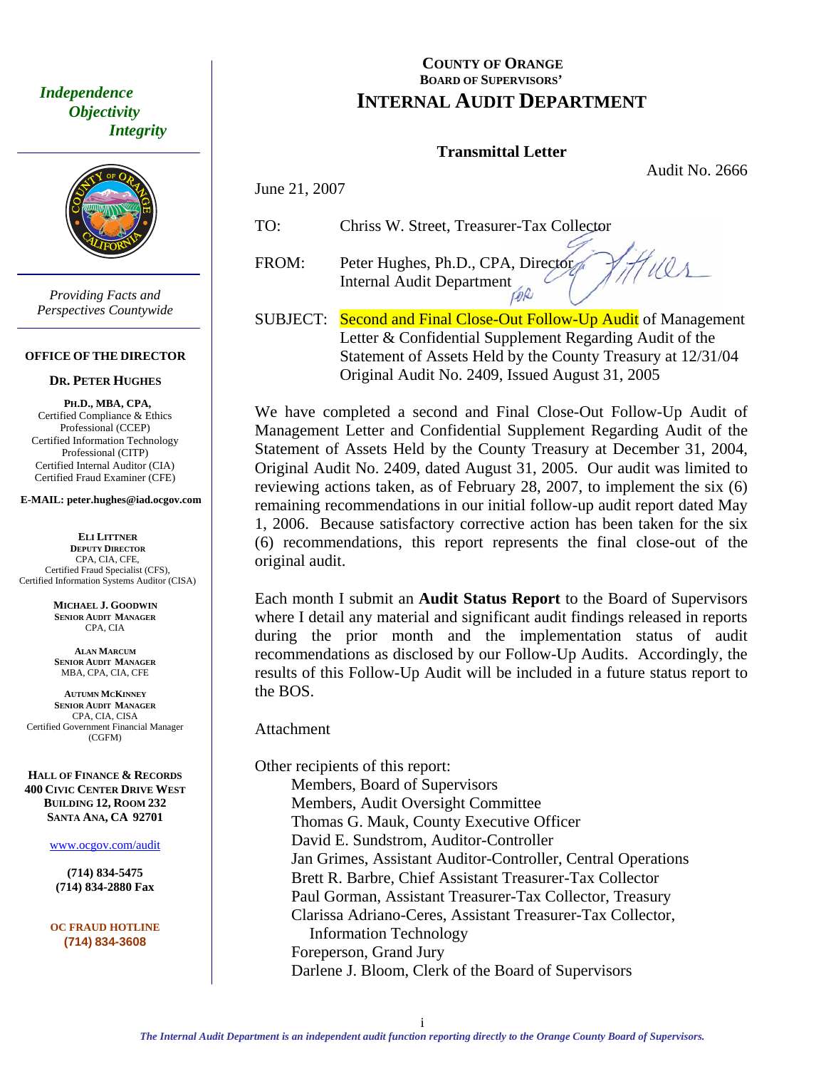*Independence*
*Objectivity*
*Integrity*

*Providing Facts and Perspectives Countywide*

**OFFICE OF THE DIRECTOR**

**DR. PETER HUGHES**

**PH.D., MBA, CPA,**
Certified Compliance & Ethics Professional (CCEP)
Certified Information Technology Professional (CITP)
Certified Internal Auditor (CIA)
Certified Fraud Examiner (CFE)

**E-MAIL: peter.hughes@iad.ocgov.com**

**ELI LITTNER**
**DEPUTY DIRECTOR**
CPA, CIA, CFE,
Certified Fraud Specialist (CFS),
Certified Information Systems Auditor (CISA)

**MICHAEL J. GOODWIN**
**SENIOR AUDIT MANAGER**
CPA, CIA

**ALAN MARCUM**
**SENIOR AUDIT MANAGER**
MBA, CPA, CIA, CFE

**AUTUMN MCKINNEY**
**SENIOR AUDIT MANAGER**
CPA, CIA, CISA
Certified Government Financial Manager (CGFM)

**HALL OF FINANCE & RECORDS**
**400 CIVIC CENTER DRIVE WEST**
**BUILDING 12, ROOM 232**
**SANTA ANA, CA 92701**

www.ocgov.com/audit

**(714) 834-5475**
**(714) 834-2880 Fax**

**OC FRAUD HOTLINE**
**(714) 834-3608**

# COUNTY OF ORANGE
## BOARD OF SUPERVISORS' INTERNAL AUDIT DEPARTMENT

**Transmittal Letter**

Audit No. 2666

June 21, 2007

TO: Chriss W. Street, Treasurer-Tax Collector

FROM: Peter Hughes, Ph.D., CPA, Director
Internal Audit Department

SUBJECT: Second and Final Close-Out Follow-Up Audit of Management Letter & Confidential Supplement Regarding Audit of the Statement of Assets Held by the County Treasury at 12/31/04 Original Audit No. 2409, Issued August 31, 2005

We have completed a second and Final Close-Out Follow-Up Audit of Management Letter and Confidential Supplement Regarding Audit of the Statement of Assets Held by the County Treasury at December 31, 2004, Original Audit No. 2409, dated August 31, 2005. Our audit was limited to reviewing actions taken, as of February 28, 2007, to implement the six (6) remaining recommendations in our initial follow-up audit report dated May 1, 2006. Because satisfactory corrective action has been taken for the six (6) recommendations, this report represents the final close-out of the original audit.

Each month I submit an **Audit Status Report** to the Board of Supervisors where I detail any material and significant audit findings released in reports during the prior month and the implementation status of audit recommendations as disclosed by our Follow-Up Audits. Accordingly, the results of this Follow-Up Audit will be included in a future status report to the BOS.

Attachment

Other recipients of this report:
- Members, Board of Supervisors
- Members, Audit Oversight Committee
- Thomas G. Mauk, County Executive Officer
- David E. Sundstrom, Auditor-Controller
- Jan Grimes, Assistant Auditor-Controller, Central Operations
- Brett R. Barbre, Chief Assistant Treasurer-Tax Collector
- Paul Gorman, Assistant Treasurer-Tax Collector, Treasury
- Clarissa Adriano-Ceres, Assistant Treasurer-Tax Collector, Information Technology
- Foreperson, Grand Jury
- Darlene J. Bloom, Clerk of the Board of Supervisors

*The Internal Audit Department is an independent audit function reporting directly to the Orange County Board of Supervisors.*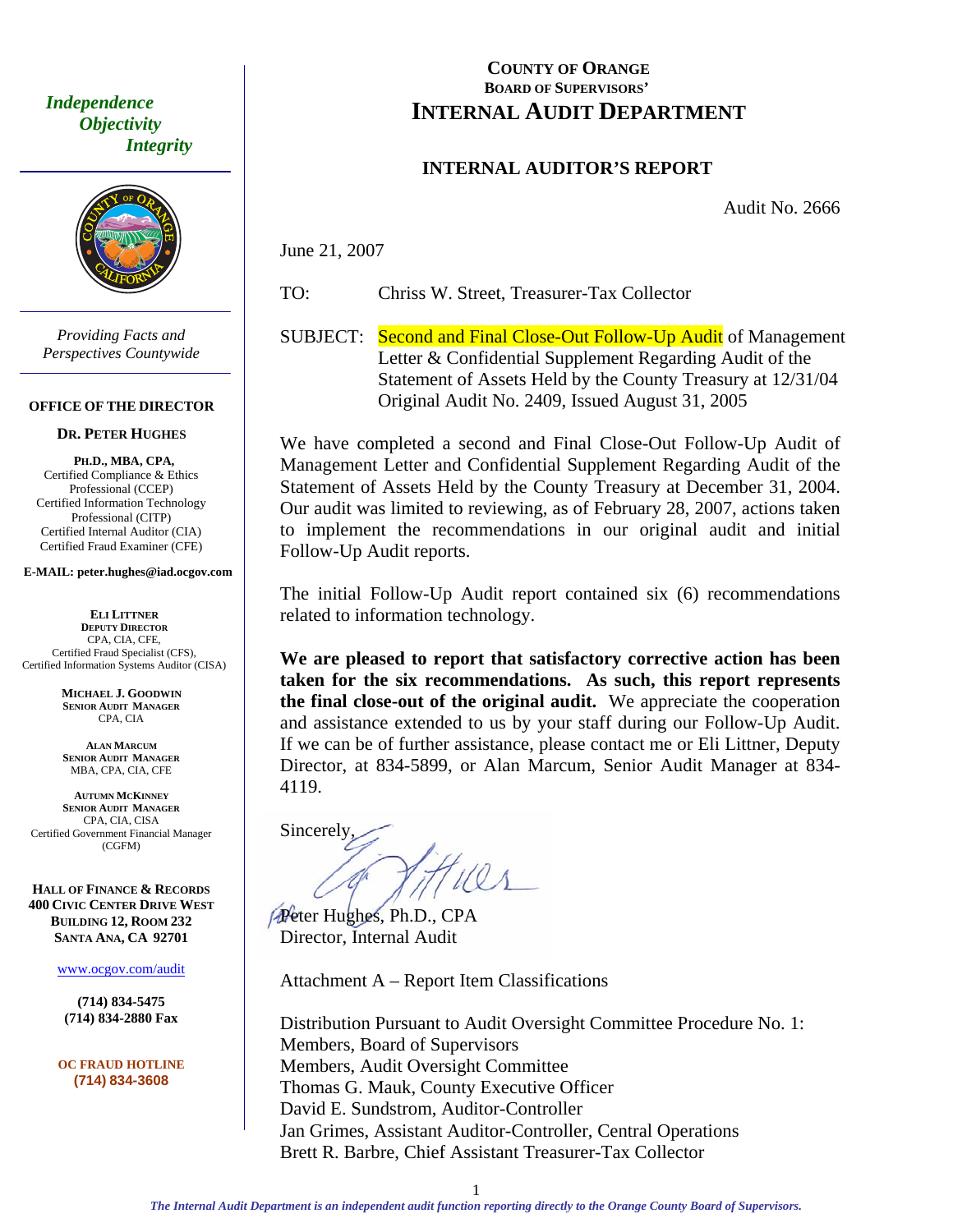*Independence*
*Objectivity*
*Integrity*

*Providing Facts and Perspectives Countywide*

**OFFICE OF THE DIRECTOR**

**DR. PETER HUGHES**

**PH.D., MBA, CPA,**
Certified Compliance & Ethics Professional (CCEP)
Certified Information Technology Professional (CITP)
Certified Internal Auditor (CIA)
Certified Fraud Examiner (CFE)

**E-MAIL: peter.hughes@iad.ocgov.com**

**ELI LITTNER**
**DEPUTY DIRECTOR**
CPA, CIA, CFE,
Certified Fraud Specialist (CFS),
Certified Information Systems Auditor (CISA)

**MICHAEL J. GOODWIN**
**SENIOR AUDIT MANAGER**
CPA, CIA

**ALAN MARCUM**
**SENIOR AUDIT MANAGER**
MBA, CPA, CIA, CFE

**AUTUMN MCKINNEY**
**SENIOR AUDIT MANAGER**
CPA, CIA, CISA
Certified Government Financial Manager (CGFM)

**HALL OF FINANCE & RECORDS**
**400 CIVIC CENTER DRIVE WEST**
**BUILDING 12, ROOM 232**
**SANTA ANA, CA 92701**

www.ocgov.com/audit

**(714) 834-5475**
**(714) 834-2880 Fax**

**OC FRAUD HOTLINE**
**(714) 834-3608**

# COUNTY OF ORANGE
## BOARD OF SUPERVISORS'
# INTERNAL AUDIT DEPARTMENT

## INTERNAL AUDITOR'S REPORT

Audit No. 2666

June 21, 2007

TO: Chriss W. Street, Treasurer-Tax Collector

SUBJECT: Second and Final Close-Out Follow-Up Audit of Management Letter & Confidential Supplement Regarding Audit of the Statement of Assets Held by the County Treasury at 12/31/04 Original Audit No. 2409, Issued August 31, 2005

We have completed a second and Final Close-Out Follow-Up Audit of Management Letter and Confidential Supplement Regarding Audit of the Statement of Assets Held by the County Treasury at December 31, 2004. Our audit was limited to reviewing, as of February 28, 2007, actions taken to implement the recommendations in our original audit and initial Follow-Up Audit reports.

The initial Follow-Up Audit report contained six (6) recommendations related to information technology.

**We are pleased to report that satisfactory corrective action has been taken for the six recommendations. As such, this report represents the final close-out of the original audit.** We appreciate the cooperation and assistance extended to us by your staff during our Follow-Up Audit. If we can be of further assistance, please contact me or Eli Littner, Deputy Director, at 834-5899, or Alan Marcum, Senior Audit Manager at 834-4119.

Sincerely,

Peter Hughes, Ph.D., CPA
Director, Internal Audit

Attachment A – Report Item Classifications

Distribution Pursuant to Audit Oversight Committee Procedure No. 1:
Members, Board of Supervisors
Members, Audit Oversight Committee
Thomas G. Mauk, County Executive Officer
David E. Sundstrom, Auditor-Controller
Jan Grimes, Assistant Auditor-Controller, Central Operations
Brett R. Barbre, Chief Assistant Treasurer-Tax Collector

*The Internal Audit Department is an independent audit function reporting directly to the Orange County Board of Supervisors.*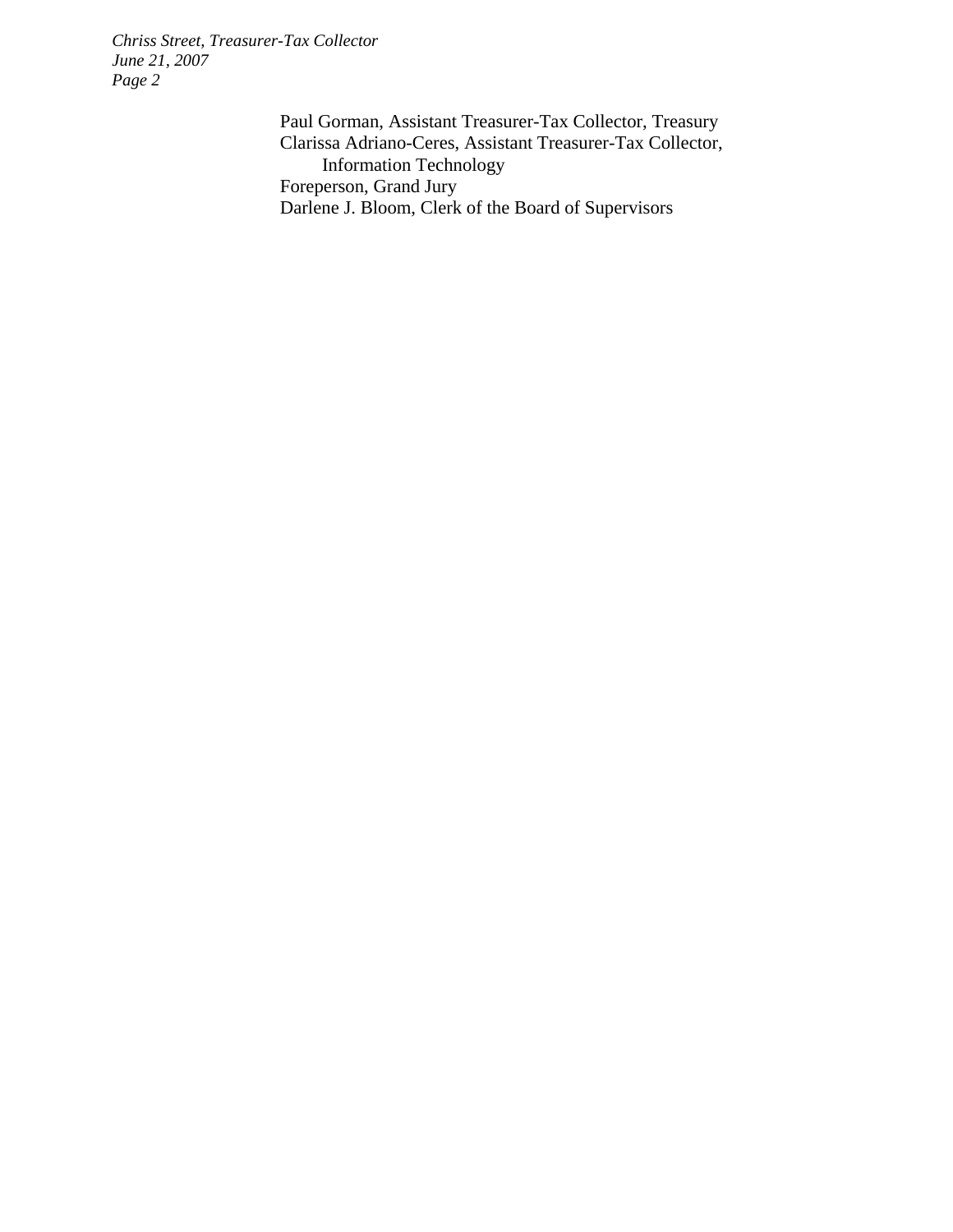Paul Gorman, Assistant Treasurer-Tax Collector, Treasury
Clarissa Adriano-Ceres, Assistant Treasurer-Tax Collector,
    Information Technology
Foreperson, Grand Jury
Darlene J. Bloom, Clerk of the Board of Supervisors